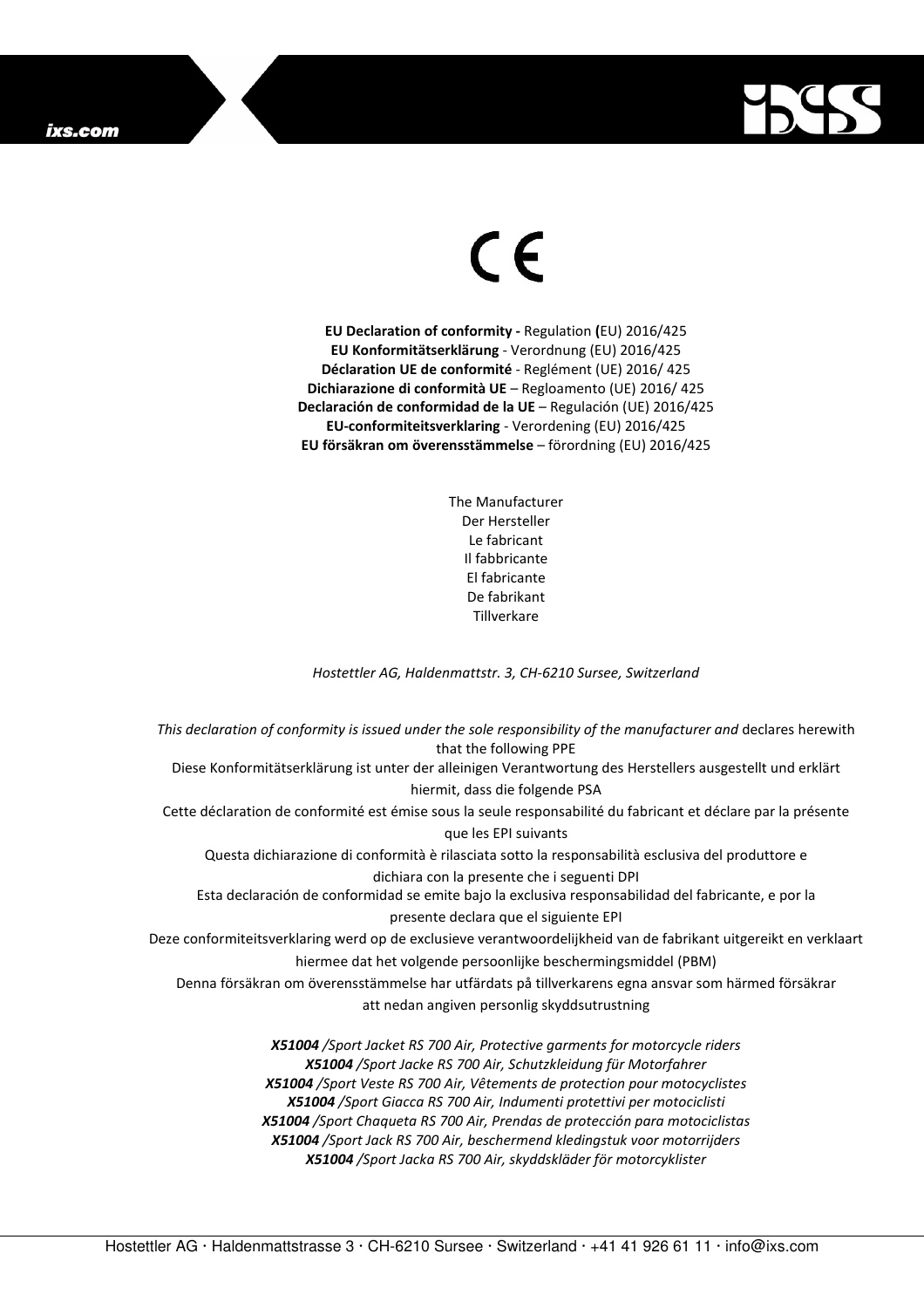CE

**EU Declaration of conformity -** Regulation **(**EU) 2016/425
**EU Konformitätserklärung** - Verordnung (EU) 2016/425
**Déclaration UE de conformité** - Reglément (UE) 2016/ 425
**Dichiarazione di conformità UE** – Regloamento (UE) 2016/ 425
**Declaración de conformidad de la UE** – Regulación (UE) 2016/425
**EU-conformiteitsverklaring** - Verordening (EU) 2016/425
**EU försäkran om överensstämmelse** – förordning (EU) 2016/425

The Manufacturer
Der Hersteller
Le fabricant
Il fabbricante
El fabricante
De fabrikant
Tillverkare

*Hostettler AG, Haldenmattstr. 3, CH-6210 Sursee, Switzerland*

*This declaration of conformity is issued under the sole responsibility of the manufacturer and* declares herewith that the following PPE
Diese Konformitätserklärung ist unter der alleinigen Verantwortung des Herstellers ausgestellt und erklärt hiermit, dass die folgende PSA
Cette déclaration de conformité est émise sous la seule responsabilité du fabricant et déclare par la présente que les EPI suivants
Questa dichiarazione di conformità è rilasciata sotto la responsabilità esclusiva del produttore e dichiara con la presente che i seguenti DPI
Esta declaración de conformidad se emite bajo la exclusiva responsabilidad del fabricante, e por la presente declara que el siguiente EPI
Deze conformiteitsverklaring werd op de exclusieve verantwoordelijkheid van de fabrikant uitgereikt en verklaart hiermee dat het volgende persoonlijke beschermingsmiddel (PBM)
Denna försäkran om överensstämmelse har utfärdats på tillverkarens egna ansvar som härmed försäkrar att nedan angiven personlig skyddsutrustning

***X51004** /Sport Jacket RS 700 Air, Protective garments for motorcycle riders*
***X51004** /Sport Jacke RS 700 Air, Schutzkleidung für Motorfahrer*
***X51004** /Sport Veste RS 700 Air, Vêtements de protection pour motocyclistes*
***X51004** /Sport Giacca RS 700 Air, Indumenti protettivi per motociclisti*
***X51004** /Sport Chaqueta RS 700 Air, Prendas de protección para motociclistas*
***X51004** /Sport Jack RS 700 Air, beschermend kledingstuk voor motorrijders*
***X51004** /Sport Jacka RS 700 Air, skyddskläder för motorcyklister*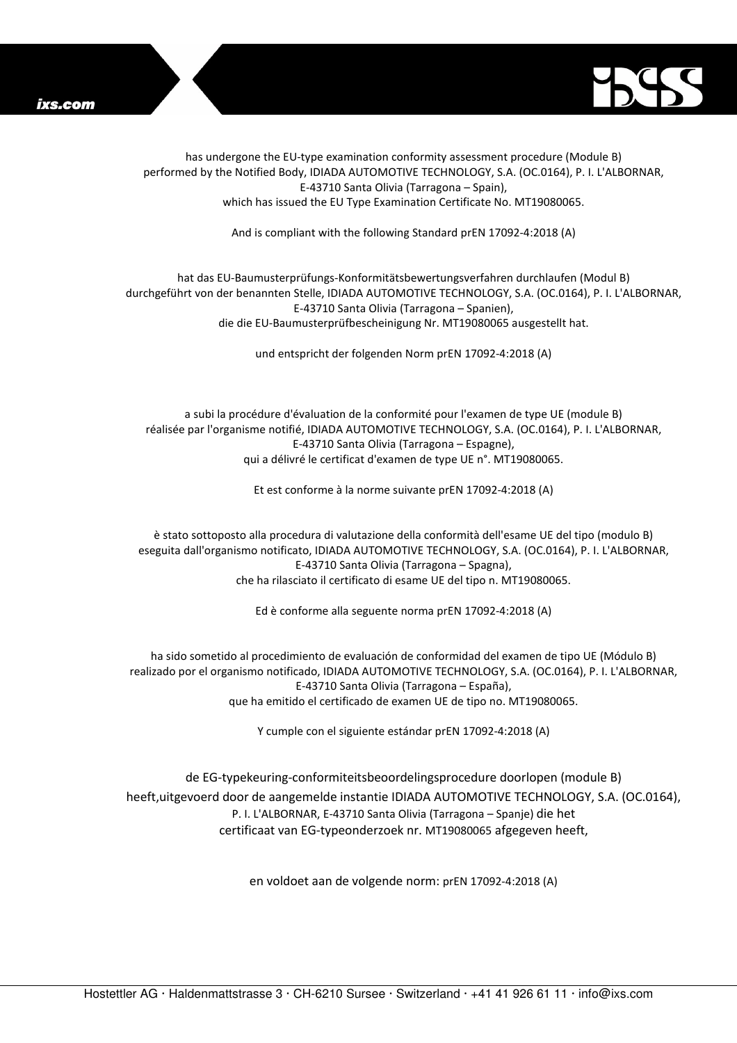has undergone the EU-type examination conformity assessment procedure (Module B) performed by the Notified Body, IDIADA AUTOMOTIVE TECHNOLOGY, S.A. (OC.0164), P. I. L'ALBORNAR, E-43710 Santa Olivia (Tarragona – Spain), which has issued the EU Type Examination Certificate No. MT19080065.

And is compliant with the following Standard prEN 17092-4:2018 (A)

hat das EU-Baumusterprüfungs-Konformitätsbewertungsverfahren durchlaufen (Modul B) durchgeführt von der benannten Stelle, IDIADA AUTOMOTIVE TECHNOLOGY, S.A. (OC.0164), P. I. L'ALBORNAR, E-43710 Santa Olivia (Tarragona – Spanien), die die EU-Baumusterprüfbescheinigung Nr. MT19080065 ausgestellt hat.

und entspricht der folgenden Norm prEN 17092-4:2018 (A)

a subi la procédure d'évaluation de la conformité pour l'examen de type UE (module B) réalisée par l'organisme notifié, IDIADA AUTOMOTIVE TECHNOLOGY, S.A. (OC.0164), P. I. L'ALBORNAR, E-43710 Santa Olivia (Tarragona – Espagne), qui a délivré le certificat d'examen de type UE n°. MT19080065.

Et est conforme à la norme suivante prEN 17092-4:2018 (A)

è stato sottoposto alla procedura di valutazione della conformità dell'esame UE del tipo (modulo B) eseguita dall'organismo notificato, IDIADA AUTOMOTIVE TECHNOLOGY, S.A. (OC.0164), P. I. L'ALBORNAR, E-43710 Santa Olivia (Tarragona – Spagna), che ha rilasciato il certificato di esame UE del tipo n. MT19080065.

Ed è conforme alla seguente norma prEN 17092-4:2018 (A)

ha sido sometido al procedimiento de evaluación de conformidad del examen de tipo UE (Módulo B) realizado por el organismo notificado, IDIADA AUTOMOTIVE TECHNOLOGY, S.A. (OC.0164), P. I. L'ALBORNAR, E-43710 Santa Olivia (Tarragona – España), que ha emitido el certificado de examen UE de tipo no. MT19080065.

Y cumple con el siguiente estándar prEN 17092-4:2018 (A)

de EG-typekeuring-conformiteitsbeoordelingsprocedure doorlopen (module B) heeft,uitgevoerd door de aangemelde instantie IDIADA AUTOMOTIVE TECHNOLOGY, S.A. (OC.0164), P. I. L'ALBORNAR, E-43710 Santa Olivia (Tarragona – Spanje) die het certificaat van EG-typeonderzoek nr. MT19080065 afgegeven heeft,

en voldoet aan de volgende norm: prEN 17092-4:2018 (A)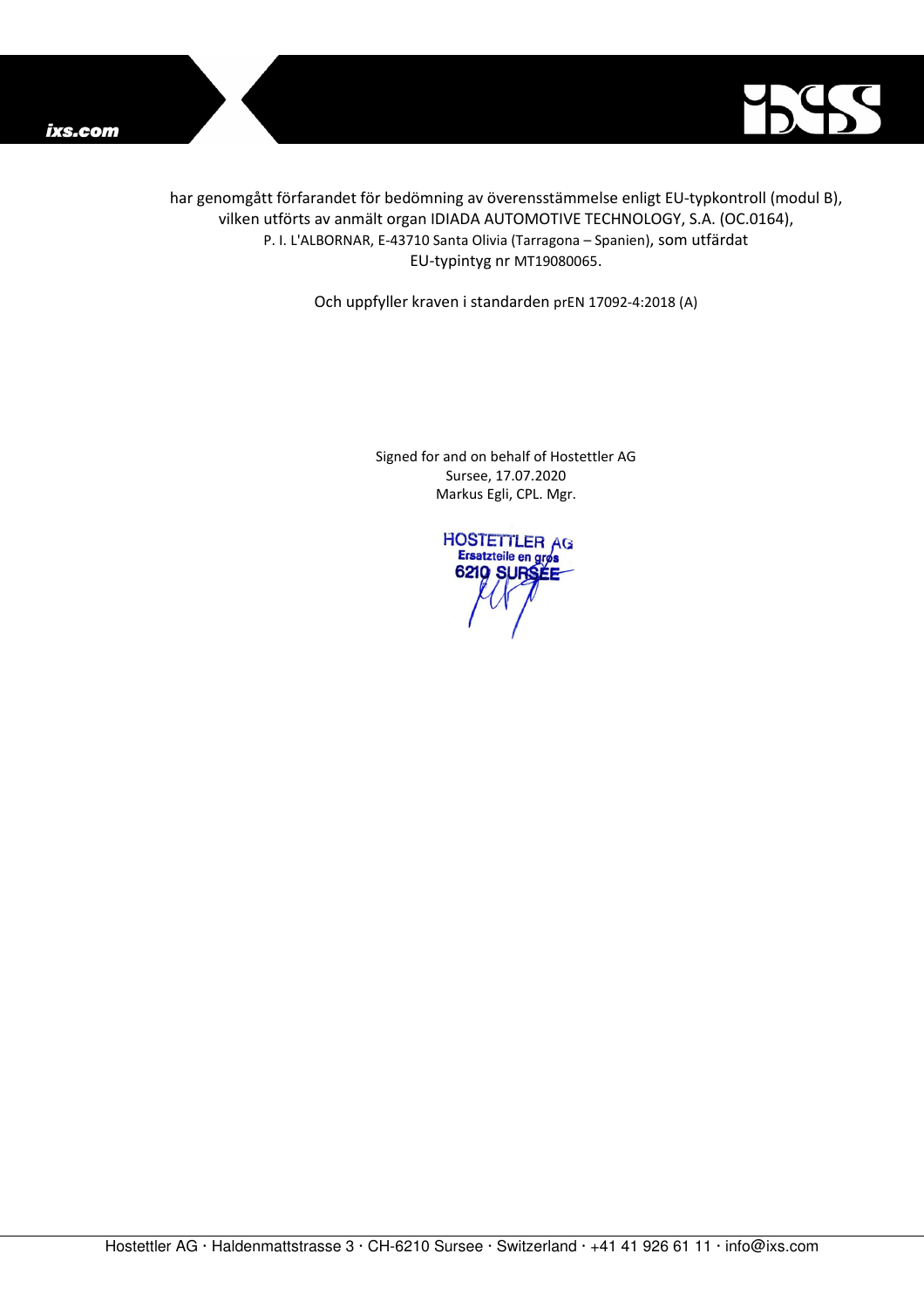har genomgått förfarandet för bedömning av överensstämmelse enligt EU-typkontroll (modul B), vilken utförts av anmält organ IDIADA AUTOMOTIVE TECHNOLOGY, S.A. (OC.0164), P. I. L'ALBORNAR, E-43710 Santa Olivia (Tarragona – Spanien), som utfärdat EU-typintyg nr MT19080065.

Och uppfyller kraven i standarden prEN 17092-4:2018 (A)

Signed for and on behalf of Hostettler AG
Sursee, 17.07.2020
Markus Egli, CPL. Mgr.

HOSTETTLER AG
Ersatzteile en gros
6210 SURSEE

Hostettler AG · Haldenmattstrasse 3 · CH-6210 Sursee · Switzerland · +41 41 926 61 11 · info@ixs.com